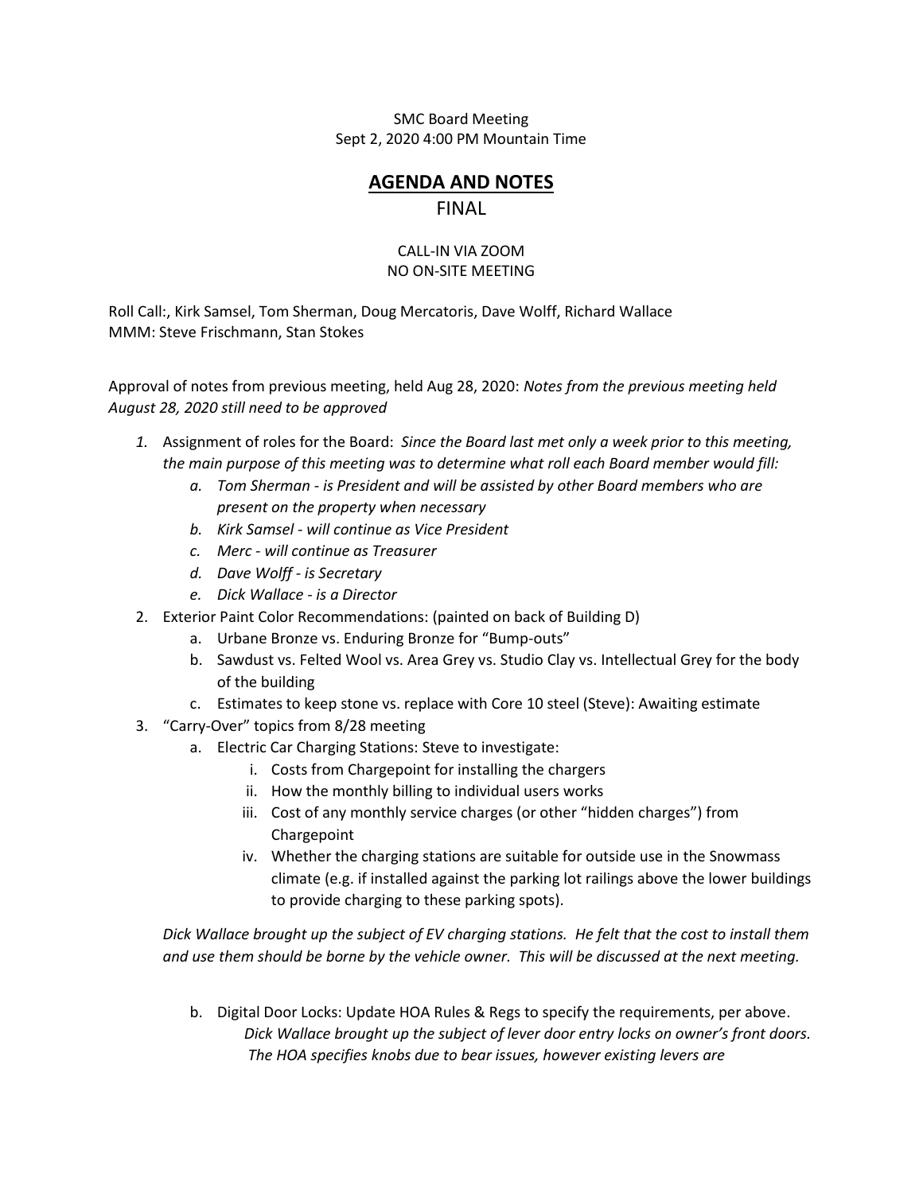SMC Board Meeting
Sept 2, 2020 4:00 PM Mountain Time

# AGENDA AND NOTES

FINAL

CALL-IN VIA ZOOM
NO ON-SITE MEETING

Roll Call:, Kirk Samsel, Tom Sherman, Doug Mercatoris, Dave Wolff, Richard Wallace
MMM: Steve Frischmann, Stan Stokes

Approval of notes from previous meeting, held Aug 28, 2020: *Notes from the previous meeting held August 28, 2020 still need to be approved*

1. Assignment of roles for the Board: *Since the Board last met only a week prior to this meeting, the main purpose of this meeting was to determine what roll each Board member would fill:*
    a. *Tom Sherman - is President and will be assisted by other Board members who are present on the property when necessary*
    b. *Kirk Samsel - will continue as Vice President*
    c. *Merc - will continue as Treasurer*
    d. *Dave Wolff - is Secretary*
    e. *Dick Wallace - is a Director*
2. Exterior Paint Color Recommendations: (painted on back of Building D)
    a. Urbane Bronze vs. Enduring Bronze for "Bump-outs"
    b. Sawdust vs. Felted Wool vs. Area Grey vs. Studio Clay vs. Intellectual Grey for the body of the building
    c. Estimates to keep stone vs. replace with Core 10 steel (Steve): Awaiting estimate
3. "Carry-Over" topics from 8/28 meeting
    a. Electric Car Charging Stations: Steve to investigate:
        i. Costs from Chargepoint for installing the chargers
        ii. How the monthly billing to individual users works
        iii. Cost of any monthly service charges (or other "hidden charges") from Chargepoint
        iv. Whether the charging stations are suitable for outside use in the Snowmass climate (e.g. if installed against the parking lot railings above the lower buildings to provide charging to these parking spots).

    *Dick Wallace brought up the subject of EV charging stations. He felt that the cost to install them and use them should be borne by the vehicle owner. This will be discussed at the next meeting.*

    b. Digital Door Locks: Update HOA Rules & Regs to specify the requirements, per above.
        *Dick Wallace brought up the subject of lever door entry locks on owner's front doors. The HOA specifies knobs due to bear issues, however existing levers are*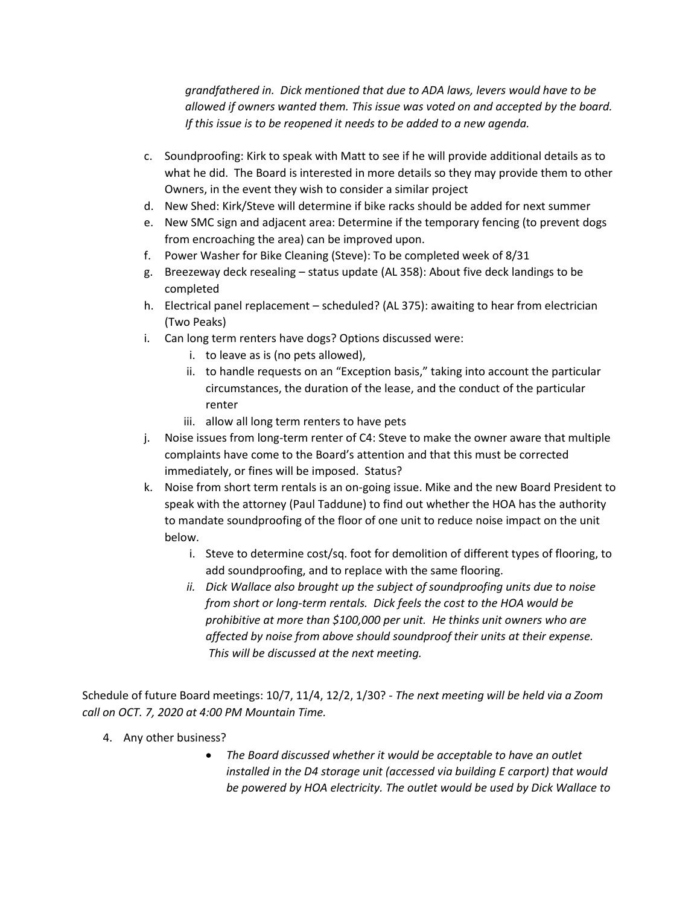*grandfathered in. Dick mentioned that due to ADA laws, levers would have to be allowed if owners wanted them. This issue was voted on and accepted by the board. If this issue is to be reopened it needs to be added to a new agenda.*

c. Soundproofing: Kirk to speak with Matt to see if he will provide additional details as to what he did. The Board is interested in more details so they may provide them to other Owners, in the event they wish to consider a similar project
d. New Shed: Kirk/Steve will determine if bike racks should be added for next summer
e. New SMC sign and adjacent area: Determine if the temporary fencing (to prevent dogs from encroaching the area) can be improved upon.
f. Power Washer for Bike Cleaning (Steve): To be completed week of 8/31
g. Breezeway deck resealing – status update (AL 358): About five deck landings to be completed
h. Electrical panel replacement – scheduled? (AL 375): awaiting to hear from electrician (Two Peaks)
i. Can long term renters have dogs? Options discussed were:
    i. to leave as is (no pets allowed),
    ii. to handle requests on an "Exception basis," taking into account the particular circumstances, the duration of the lease, and the conduct of the particular renter
    iii. allow all long term renters to have pets
j. Noise issues from long-term renter of C4: Steve to make the owner aware that multiple complaints have come to the Board's attention and that this must be corrected immediately, or fines will be imposed. Status?
k. Noise from short term rentals is an on-going issue. Mike and the new Board President to speak with the attorney (Paul Taddune) to find out whether the HOA has the authority to mandate soundproofing of the floor of one unit to reduce noise impact on the unit below.
    i. Steve to determine cost/sq. foot for demolition of different types of flooring, to add soundproofing, and to replace with the same flooring.
    ii. *Dick Wallace also brought up the subject of soundproofing units due to noise from short or long-term rentals. Dick feels the cost to the HOA would be prohibitive at more than $100,000 per unit. He thinks unit owners who are affected by noise from above should soundproof their units at their expense. This will be discussed at the next meeting.*

Schedule of future Board meetings: 10/7, 11/4, 12/2, 1/30? - *The next meeting will be held via a Zoom call on OCT. 7, 2020 at 4:00 PM Mountain Time.*

4. Any other business?
    - *The Board discussed whether it would be acceptable to have an outlet installed in the D4 storage unit (accessed via building E carport) that would be powered by HOA electricity. The outlet would be used by Dick Wallace to*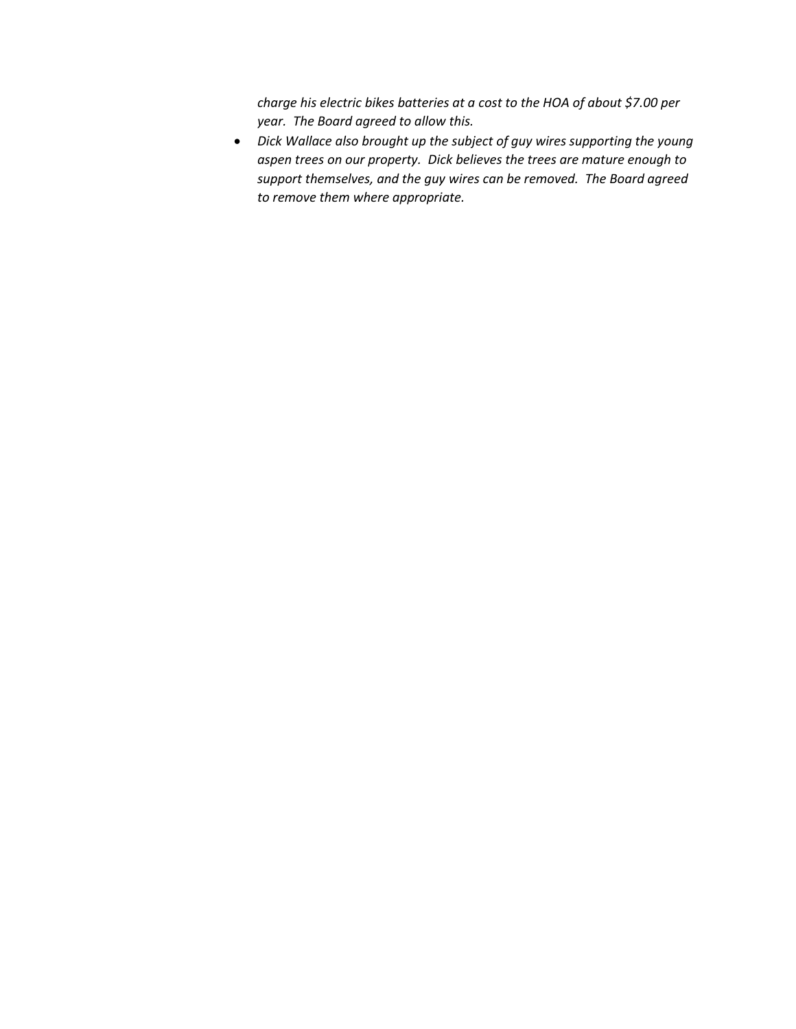*charge his electric bikes batteries at a cost to the HOA of about $7.00 per year. The Board agreed to allow this.*

- *Dick Wallace also brought up the subject of guy wires supporting the young aspen trees on our property. Dick believes the trees are mature enough to support themselves, and the guy wires can be removed. The Board agreed to remove them where appropriate.*